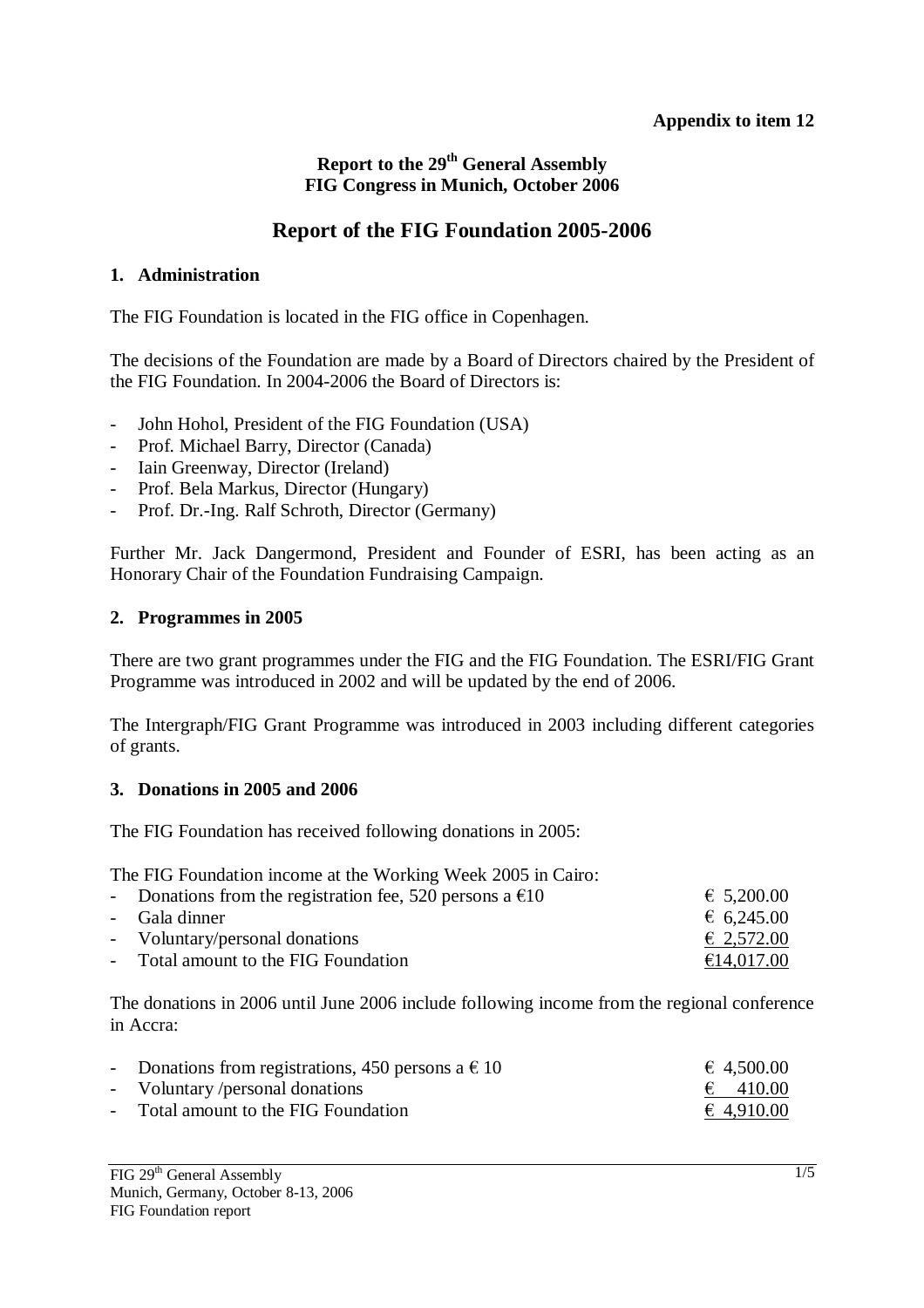**Appendix to item 12**

**Report to the 29th General Assembly**
**FIG Congress in Munich, October 2006**

# Report of the FIG Foundation 2005-2006

## 1. Administration

The FIG Foundation is located in the FIG office in Copenhagen.

The decisions of the Foundation are made by a Board of Directors chaired by the President of the FIG Foundation. In 2004-2006 the Board of Directors is:

- John Hohol, President of the FIG Foundation (USA)
- Prof. Michael Barry, Director (Canada)
- Iain Greenway, Director (Ireland)
- Prof. Bela Markus, Director (Hungary)
- Prof. Dr.-Ing. Ralf Schroth, Director (Germany)

Further Mr. Jack Dangermond, President and Founder of ESRI, has been acting as an Honorary Chair of the Foundation Fundraising Campaign.

## 2. Programmes in 2005

There are two grant programmes under the FIG and the FIG Foundation. The ESRI/FIG Grant Programme was introduced in 2002 and will be updated by the end of 2006.

The Intergraph/FIG Grant Programme was introduced in 2003 including different categories of grants.

## 3. Donations in 2005 and 2006

The FIG Foundation has received following donations in 2005:

The FIG Foundation income at the Working Week 2005 in Cairo:

| | |
|---|---|
| - Donations from the registration fee, 520 persons a €10 | € 5,200.00 |
| - Gala dinner | € 6,245.00 |
| - Voluntary/personal donations | € 2,572.00 |
| - Total amount to the FIG Foundation | €14,017.00 |

The donations in 2006 until June 2006 include following income from the regional conference in Accra:

| | |
|---|---|
| - Donations from registrations, 450 persons a € 10 | € 4,500.00 |
| - Voluntary /personal donations | € 410.00 |
| - Total amount to the FIG Foundation | € 4,910.00 |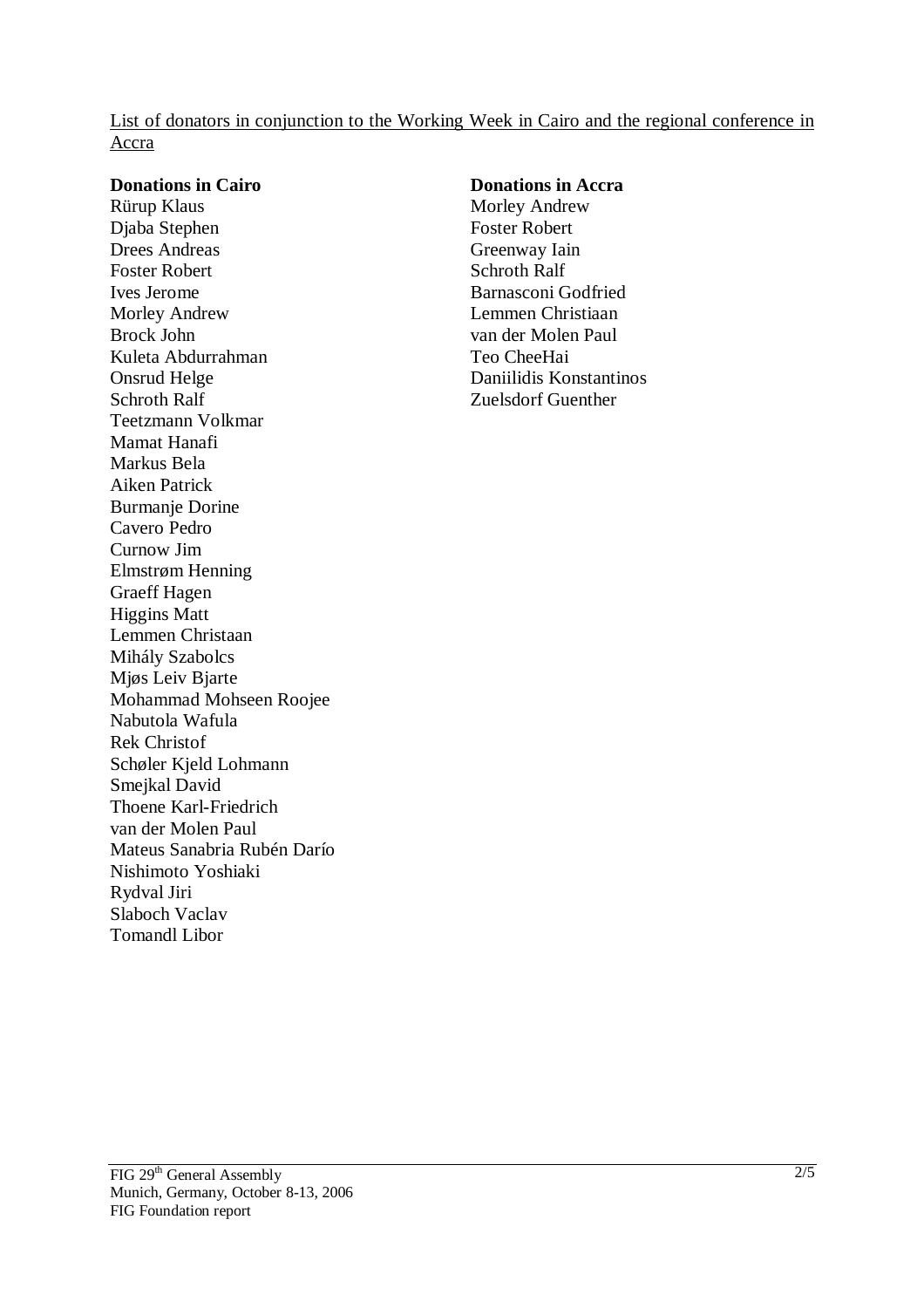List of donators in conjunction to the Working Week in Cairo and the regional conference in Accra

**Donations in Cairo**

Rürup Klaus
Djaba Stephen
Drees Andreas
Foster Robert
Ives Jerome
Morley Andrew
Brock John
Kuleta Abdurrahman
Onsrud Helge
Schroth Ralf
Teetzmann Volkmar
Mamat Hanafi
Markus Bela
Aiken Patrick
Burmanje Dorine
Cavero Pedro
Curnow Jim
Elmstrøm Henning
Graeff Hagen
Higgins Matt
Lemmen Christaan
Mihály Szabolcs
Mjøs Leiv Bjarte
Mohammad Mohseen Roojee
Nabutola Wafula
Rek Christof
Schøler Kjeld Lohmann
Smejkal David
Thoene Karl-Friedrich
van der Molen Paul
Mateus Sanabria Rubén Darío
Nishimoto Yoshiaki
Rydval Jiri
Slaboch Vaclav
Tomandl Libor

**Donations in Accra**

Morley Andrew
Foster Robert
Greenway Iain
Schroth Ralf
Barnasconi Godfried
Lemmen Christiaan
van der Molen Paul
Teo CheeHai
Daniilidis Konstantinos
Zuelsdorf Guenther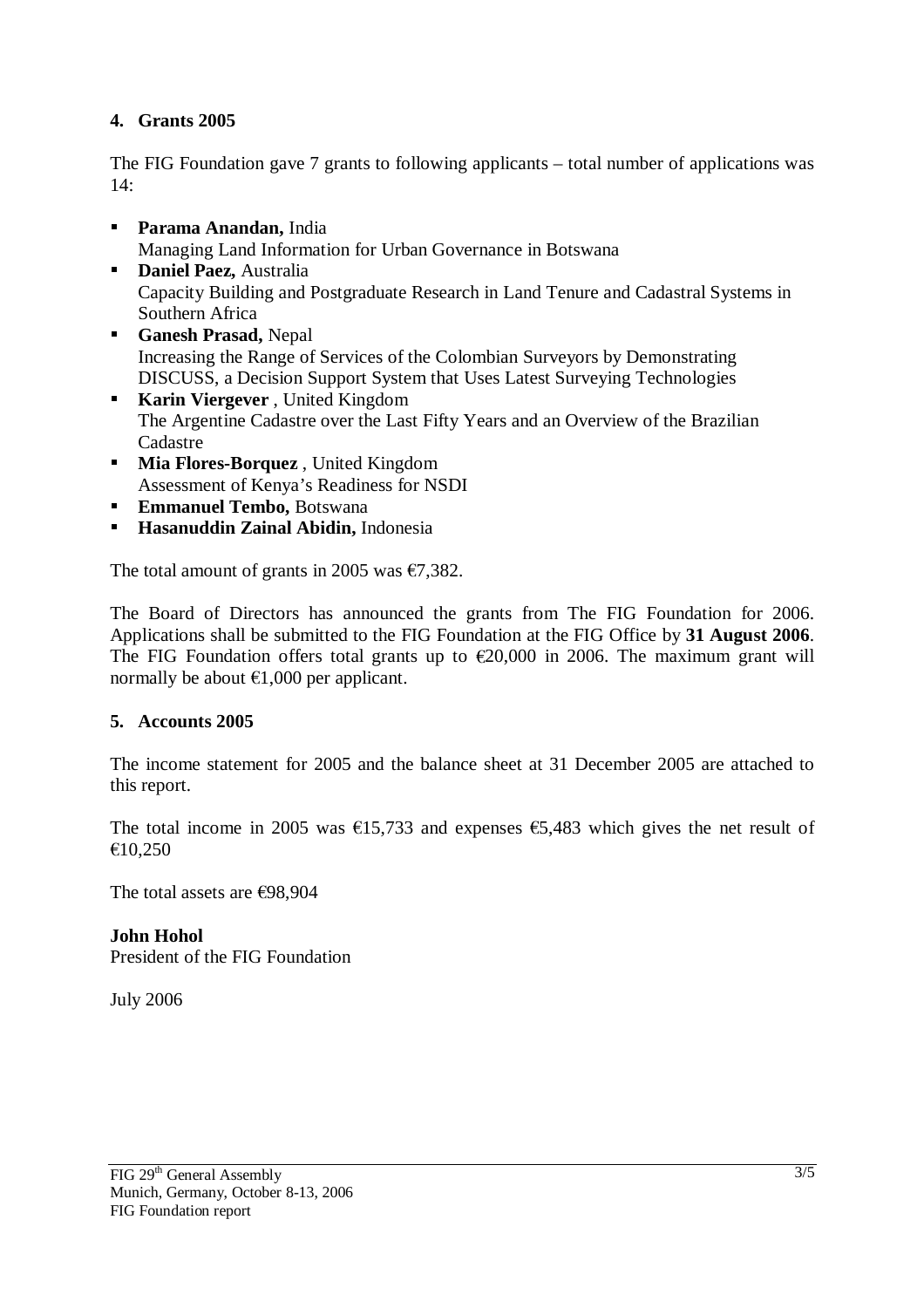## 4. Grants 2005

The FIG Foundation gave 7 grants to following applicants – total number of applications was 14:

- **Parama Anandan,** India
  Managing Land Information for Urban Governance in Botswana
- **Daniel Paez,** Australia
  Capacity Building and Postgraduate Research in Land Tenure and Cadastral Systems in Southern Africa
- **Ganesh Prasad,** Nepal
  Increasing the Range of Services of the Colombian Surveyors by Demonstrating DISCUSS, a Decision Support System that Uses Latest Surveying Technologies
- **Karin Viergever** , United Kingdom
  The Argentine Cadastre over the Last Fifty Years and an Overview of the Brazilian Cadastre
- **Mia Flores-Borquez** , United Kingdom
  Assessment of Kenya's Readiness for NSDI
- **Emmanuel Tembo,** Botswana
- **Hasanuddin Zainal Abidin,** Indonesia

The total amount of grants in 2005 was €7,382.

The Board of Directors has announced the grants from The FIG Foundation for 2006. Applications shall be submitted to the FIG Foundation at the FIG Office by **31 August 2006**. The FIG Foundation offers total grants up to €20,000 in 2006. The maximum grant will normally be about €1,000 per applicant.

## 5. Accounts 2005

The income statement for 2005 and the balance sheet at 31 December 2005 are attached to this report.

The total income in 2005 was €15,733 and expenses €5,483 which gives the net result of €10,250

The total assets are €98,904

**John Hohol**
President of the FIG Foundation

July 2006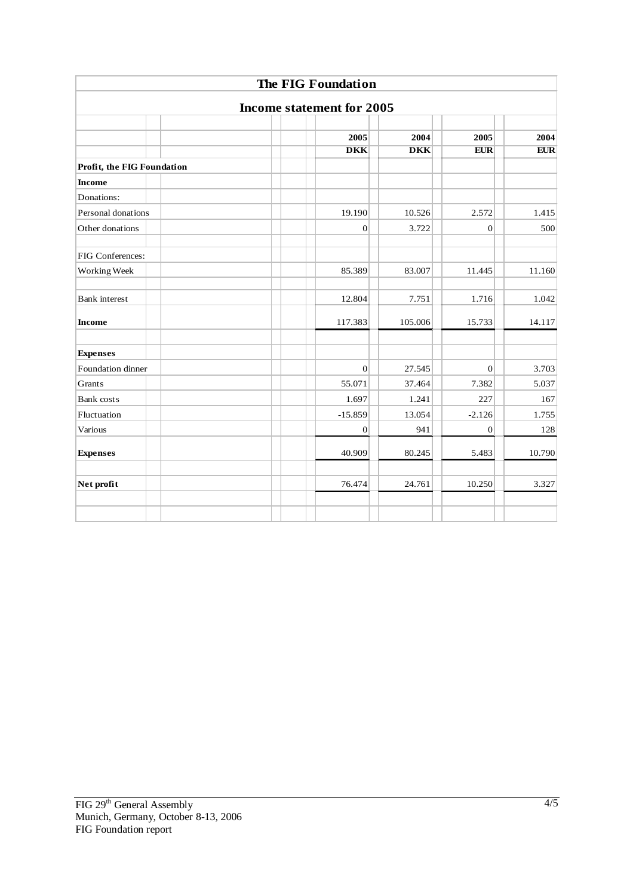## The FIG Foundation

### Income statement for 2005

| | 2005 DKK | 2004 DKK | 2005 EUR | 2004 EUR |
|---|---|---|---|---|
| **Profit, the FIG Foundation** | | | | |
| **Income** | | | | |
| Donations: | | | | |
| Personal donations | 19.190 | 10.526 | 2.572 | 1.415 |
| Other donations | 0 | 3.722 | 0 | 500 |
| FIG Conferences: | | | | |
| Working Week | 85.389 | 83.007 | 11.445 | 11.160 |
| Bank interest | 12.804 | 7.751 | 1.716 | 1.042 |
| **Income** | 117.383 | 105.006 | 15.733 | 14.117 |
| **Expenses** | | | | |
| Foundation dinner | 0 | 27.545 | 0 | 3.703 |
| Grants | 55.071 | 37.464 | 7.382 | 5.037 |
| Bank costs | 1.697 | 1.241 | 227 | 167 |
| Fluctuation | -15.859 | 13.054 | -2.126 | 1.755 |
| Various | 0 | 941 | 0 | 128 |
| **Expenses** | 40.909 | 80.245 | 5.483 | 10.790 |
| **Net profit** | 76.474 | 24.761 | 10.250 | 3.327 |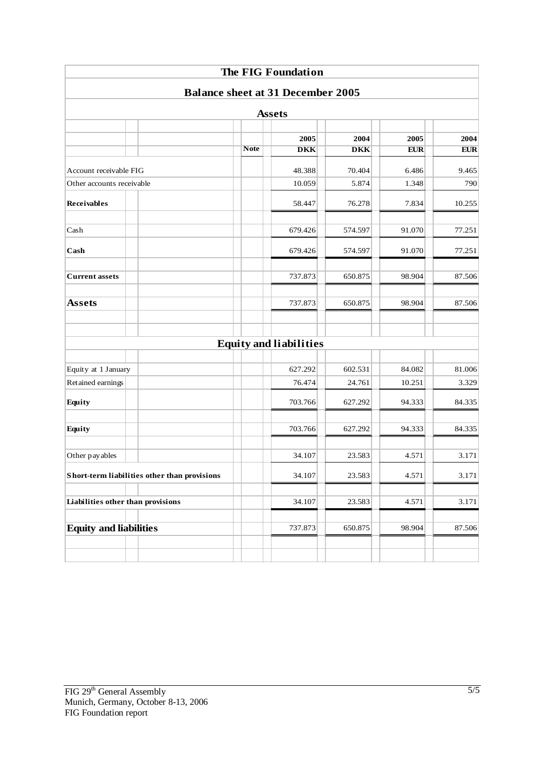# The FIG Foundation

## Balance sheet at 31 December 2005

### Assets

| | Note | 2005 DKK | 2004 DKK | 2005 EUR | 2004 EUR |
|---|---|---|---|---|---|
| Account receivable FIG | | 48.388 | 70.404 | 6.486 | 9.465 |
| Other accounts receivable | | 10.059 | 5.874 | 1.348 | 790 |
| **Receivables** | | 58.447 | 76.278 | 7.834 | 10.255 |
| Cash | | 679.426 | 574.597 | 91.070 | 77.251 |
| **Cash** | | 679.426 | 574.597 | 91.070 | 77.251 |
| **Current assets** | | 737.873 | 650.875 | 98.904 | 87.506 |
| **Assets** | | 737.873 | 650.875 | 98.904 | 87.506 |

### Equity and liabilities

| | Note | 2005 DKK | 2004 DKK | 2005 EUR | 2004 EUR |
|---|---|---|---|---|---|
| Equity at 1 January | | 627.292 | 602.531 | 84.082 | 81.006 |
| Retained earnings | | 76.474 | 24.761 | 10.251 | 3.329 |
| **Equity** | | 703.766 | 627.292 | 94.333 | 84.335 |
| **Equity** | | 703.766 | 627.292 | 94.333 | 84.335 |
| Other payables | | 34.107 | 23.583 | 4.571 | 3.171 |
| **Short-term liabilities other than provisions** | | 34.107 | 23.583 | 4.571 | 3.171 |
| **Liabilities other than provisions** | | 34.107 | 23.583 | 4.571 | 3.171 |
| **Equity and liabilities** | | 737.873 | 650.875 | 98.904 | 87.506 |